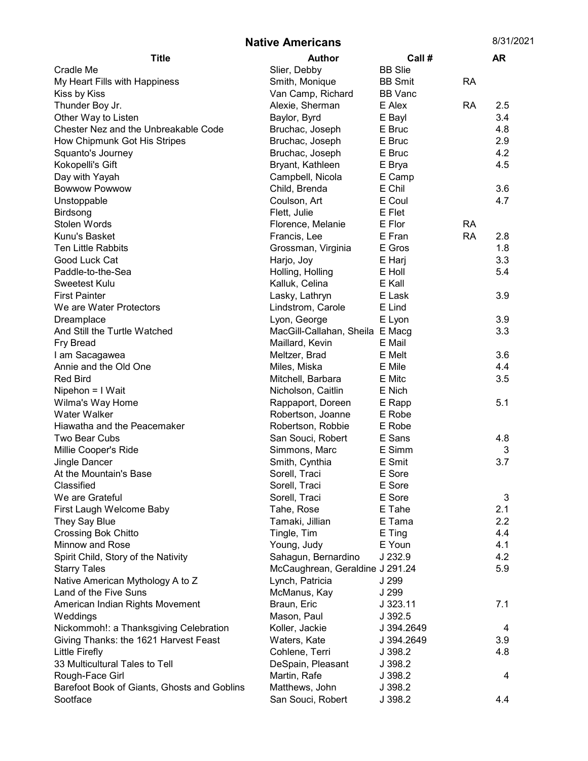# Native Americans

8/31/2021

| Title | Author | Call # | | AR |
|---|---|---|---|---|
| Cradle Me | Slier, Debby | BB Slie | | |
| My Heart Fills with Happiness | Smith, Monique | BB Smit | RA | |
| Kiss by Kiss | Van Camp, Richard | BB Vanc | | |
| Thunder Boy Jr. | Alexie, Sherman | E Alex | RA | 2.5 |
| Other Way to Listen | Baylor, Byrd | E Bayl | | 3.4 |
| Chester Nez and the Unbreakable Code | Bruchac, Joseph | E Bruc | | 4.8 |
| How Chipmunk Got His Stripes | Bruchac, Joseph | E Bruc | | 2.9 |
| Squanto's Journey | Bruchac, Joseph | E Bruc | | 4.2 |
| Kokopelli's Gift | Bryant, Kathleen | E Brya | | 4.5 |
| Day with Yayah | Campbell, Nicola | E Camp | | |
| Bowwow Powwow | Child, Brenda | E Chil | | 3.6 |
| Unstoppable | Coulson, Art | E Coul | | 4.7 |
| Birdsong | Flett, Julie | E Flet | | |
| Stolen Words | Florence, Melanie | E Flor | RA | |
| Kunu's Basket | Francis, Lee | E Fran | RA | 2.8 |
| Ten Little Rabbits | Grossman, Virginia | E Gros | | 1.8 |
| Good Luck Cat | Harjo, Joy | E Harj | | 3.3 |
| Paddle-to-the-Sea | Holling, Holling | E Holl | | 5.4 |
| Sweetest Kulu | Kalluk, Celina | E Kall | | |
| First Painter | Lasky, Lathryn | E Lask | | 3.9 |
| We are Water Protectors | Lindstrom, Carole | E Lind | | |
| Dreamplace | Lyon, George | E Lyon | | 3.9 |
| And Still the Turtle Watched | MacGill-Callahan, Sheila | E Macg | | 3.3 |
| Fry Bread | Maillard, Kevin | E Mail | | |
| I am Sacagawea | Meltzer, Brad | E Melt | | 3.6 |
| Annie and the Old One | Miles, Miska | E Mile | | 4.4 |
| Red Bird | Mitchell, Barbara | E Mitc | | 3.5 |
| Nipehon = I Wait | Nicholson, Caitlin | E Nich | | |
| Wilma's Way Home | Rappaport, Doreen | E Rapp | | 5.1 |
| Water Walker | Robertson, Joanne | E Robe | | |
| Hiawatha and the Peacemaker | Robertson, Robbie | E Robe | | |
| Two Bear Cubs | San Souci, Robert | E Sans | | 4.8 |
| Millie Cooper's Ride | Simmons, Marc | E Simm | | 3 |
| Jingle Dancer | Smith, Cynthia | E Smit | | 3.7 |
| At the Mountain's Base | Sorell, Traci | E Sore | | |
| Classified | Sorell, Traci | E Sore | | |
| We are Grateful | Sorell, Traci | E Sore | | 3 |
| First Laugh Welcome Baby | Tahe, Rose | E Tahe | | 2.1 |
| They Say Blue | Tamaki, Jillian | E Tama | | 2.2 |
| Crossing Bok Chitto | Tingle, Tim | E Ting | | 4.4 |
| Minnow and Rose | Young, Judy | E Youn | | 4.1 |
| Spirit Child, Story of the Nativity | Sahagun, Bernardino | J 232.9 | | 4.2 |
| Starry Tales | McCaughrean, Geraldine | J 291.24 | | 5.9 |
| Native American Mythology A to Z | Lynch, Patricia | J 299 | | |
| Land of the Five Suns | McManus, Kay | J 299 | | |
| American Indian Rights Movement | Braun, Eric | J 323.11 | | 7.1 |
| Weddings | Mason, Paul | J 392.5 | | |
| Nickommoh!: a Thanksgiving Celebration | Koller, Jackie | J 394.2649 | | 4 |
| Giving Thanks: the 1621 Harvest Feast | Waters, Kate | J 394.2649 | | 3.9 |
| Little Firefly | Cohlene, Terri | J 398.2 | | 4.8 |
| 33 Multicultural Tales to Tell | DeSpain, Pleasant | J 398.2 | | |
| Rough-Face Girl | Martin, Rafe | J 398.2 | | 4 |
| Barefoot Book of Giants, Ghosts and Goblins | Matthews, John | J 398.2 | | |
| Sootface | San Souci, Robert | J 398.2 | | 4.4 |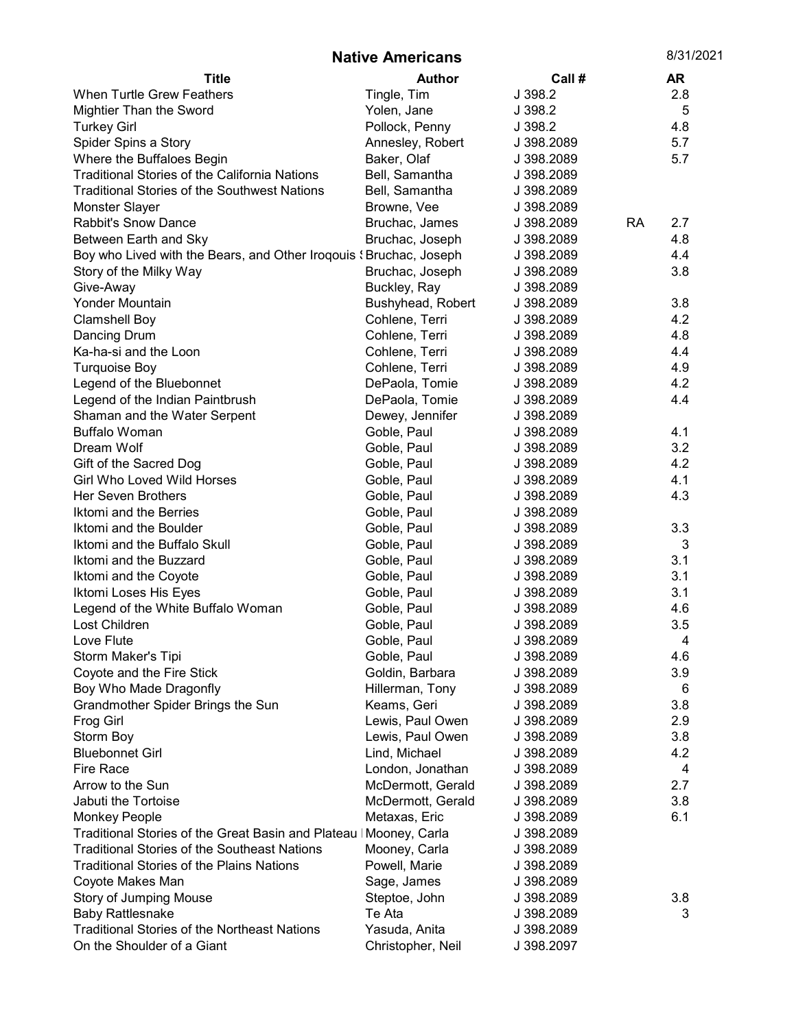# Native Americans

8/31/2021

| Title | Author | Call # | | AR |
|---|---|---|---|---|
| When Turtle Grew Feathers | Tingle, Tim | J 398.2 | | 2.8 |
| Mightier Than the Sword | Yolen, Jane | J 398.2 | | 5 |
| Turkey Girl | Pollock, Penny | J 398.2 | | 4.8 |
| Spider Spins a Story | Annesley, Robert | J 398.2089 | | 5.7 |
| Where the Buffaloes Begin | Baker, Olaf | J 398.2089 | | 5.7 |
| Traditional Stories of the California Nations | Bell, Samantha | J 398.2089 | | |
| Traditional Stories of the Southwest Nations | Bell, Samantha | J 398.2089 | | |
| Monster Slayer | Browne, Vee | J 398.2089 | | |
| Rabbit's Snow Dance | Bruchac, James | J 398.2089 | RA | 2.7 |
| Between Earth and Sky | Bruchac, Joseph | J 398.2089 | | 4.8 |
| Boy who Lived with the Bears, and Other Iroqouis S | Bruchac, Joseph | J 398.2089 | | 4.4 |
| Story of the Milky Way | Bruchac, Joseph | J 398.2089 | | 3.8 |
| Give-Away | Buckley, Ray | J 398.2089 | | |
| Yonder Mountain | Bushyhead, Robert | J 398.2089 | | 3.8 |
| Clamshell Boy | Cohlene, Terri | J 398.2089 | | 4.2 |
| Dancing Drum | Cohlene, Terri | J 398.2089 | | 4.8 |
| Ka-ha-si and the Loon | Cohlene, Terri | J 398.2089 | | 4.4 |
| Turquoise Boy | Cohlene, Terri | J 398.2089 | | 4.9 |
| Legend of the Bluebonnet | DePaola, Tomie | J 398.2089 | | 4.2 |
| Legend of the Indian Paintbrush | DePaola, Tomie | J 398.2089 | | 4.4 |
| Shaman and the Water Serpent | Dewey, Jennifer | J 398.2089 | | |
| Buffalo Woman | Goble, Paul | J 398.2089 | | 4.1 |
| Dream Wolf | Goble, Paul | J 398.2089 | | 3.2 |
| Gift of the Sacred Dog | Goble, Paul | J 398.2089 | | 4.2 |
| Girl Who Loved Wild Horses | Goble, Paul | J 398.2089 | | 4.1 |
| Her Seven Brothers | Goble, Paul | J 398.2089 | | 4.3 |
| Iktomi and the Berries | Goble, Paul | J 398.2089 | | |
| Iktomi and the Boulder | Goble, Paul | J 398.2089 | | 3.3 |
| Iktomi and the Buffalo Skull | Goble, Paul | J 398.2089 | | 3 |
| Iktomi and the Buzzard | Goble, Paul | J 398.2089 | | 3.1 |
| Iktomi and the Coyote | Goble, Paul | J 398.2089 | | 3.1 |
| Iktomi Loses His Eyes | Goble, Paul | J 398.2089 | | 3.1 |
| Legend of the White Buffalo Woman | Goble, Paul | J 398.2089 | | 4.6 |
| Lost Children | Goble, Paul | J 398.2089 | | 3.5 |
| Love Flute | Goble, Paul | J 398.2089 | | 4 |
| Storm Maker's Tipi | Goble, Paul | J 398.2089 | | 4.6 |
| Coyote and the Fire Stick | Goldin, Barbara | J 398.2089 | | 3.9 |
| Boy Who Made Dragonfly | Hillerman, Tony | J 398.2089 | | 6 |
| Grandmother Spider Brings the Sun | Keams, Geri | J 398.2089 | | 3.8 |
| Frog Girl | Lewis, Paul Owen | J 398.2089 | | 2.9 |
| Storm Boy | Lewis, Paul Owen | J 398.2089 | | 3.8 |
| Bluebonnet Girl | Lind, Michael | J 398.2089 | | 4.2 |
| Fire Race | London, Jonathan | J 398.2089 | | 4 |
| Arrow to the Sun | McDermott, Gerald | J 398.2089 | | 2.7 |
| Jabuti the Tortoise | McDermott, Gerald | J 398.2089 | | 3.8 |
| Monkey People | Metaxas, Eric | J 398.2089 | | 6.1 |
| Traditional Stories of the Great Basin and Plateau I | Mooney, Carla | J 398.2089 | | |
| Traditional Stories of the Southeast Nations | Mooney, Carla | J 398.2089 | | |
| Traditional Stories of the Plains Nations | Powell, Marie | J 398.2089 | | |
| Coyote Makes Man | Sage, James | J 398.2089 | | |
| Story of Jumping Mouse | Steptoe, John | J 398.2089 | | 3.8 |
| Baby Rattlesnake | Te Ata | J 398.2089 | | 3 |
| Traditional Stories of the Northeast Nations | Yasuda, Anita | J 398.2089 | | |
| On the Shoulder of a Giant | Christopher, Neil | J 398.2097 | | |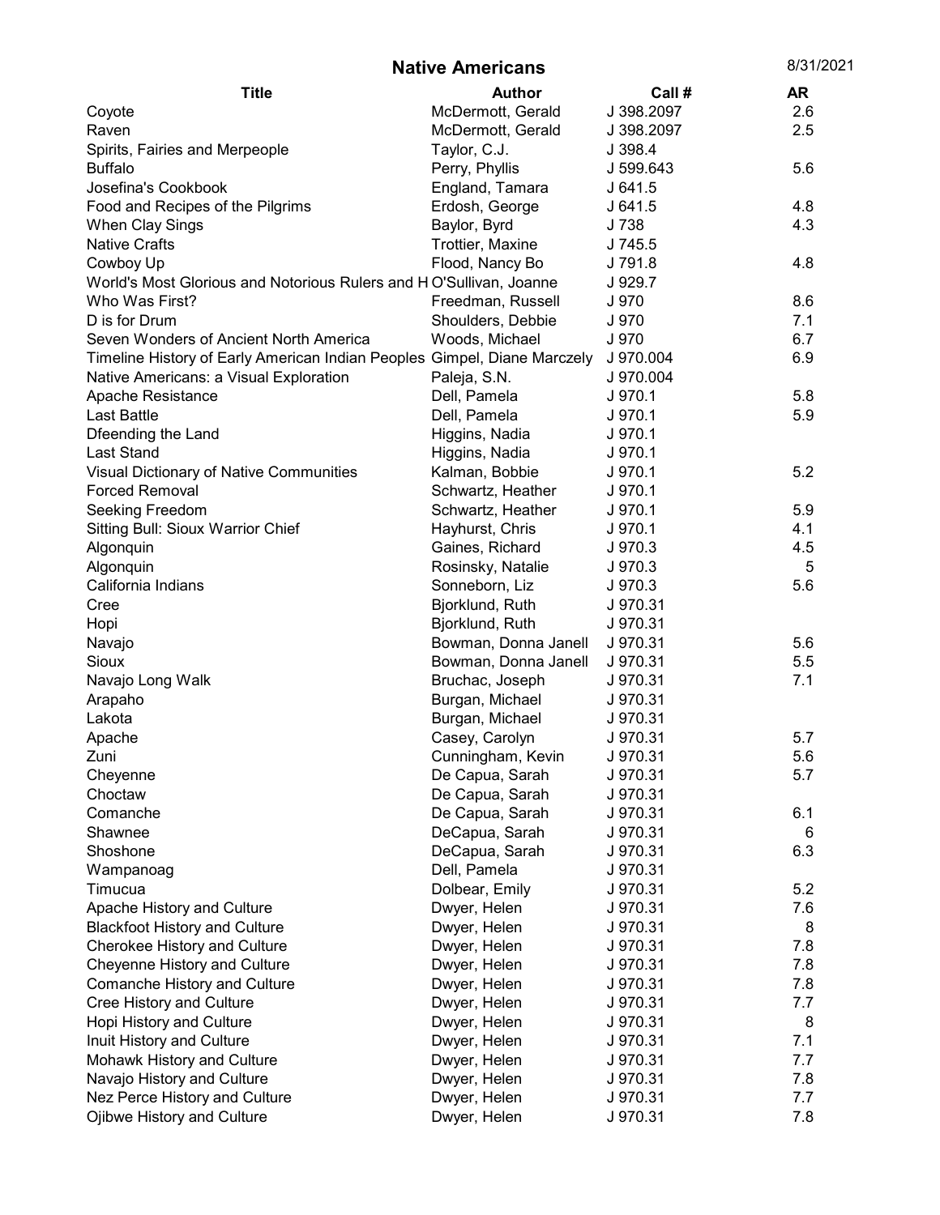# Native Americans

8/31/2021

| Title | Author | Call # | AR |
|---|---|---|---|
| Coyote | McDermott, Gerald | J 398.2097 | 2.6 |
| Raven | McDermott, Gerald | J 398.2097 | 2.5 |
| Spirits, Fairies and Merpeople | Taylor, C.J. | J 398.4 | |
| Buffalo | Perry, Phyllis | J 599.643 | 5.6 |
| Josefina's Cookbook | England, Tamara | J 641.5 | |
| Food and Recipes of the Pilgrims | Erdosh, George | J 641.5 | 4.8 |
| When Clay Sings | Baylor, Byrd | J 738 | 4.3 |
| Native Crafts | Trottier, Maxine | J 745.5 | |
| Cowboy Up | Flood, Nancy Bo | J 791.8 | 4.8 |
| World's Most Glorious and Notorious Rulers and H | O'Sullivan, Joanne | J 929.7 | |
| Who Was First? | Freedman, Russell | J 970 | 8.6 |
| D is for Drum | Shoulders, Debbie | J 970 | 7.1 |
| Seven Wonders of Ancient North America | Woods, Michael | J 970 | 6.7 |
| Timeline History of Early American Indian Peoples | Gimpel, Diane Marczely | J 970.004 | 6.9 |
| Native Americans: a Visual Exploration | Paleja, S.N. | J 970.004 | |
| Apache Resistance | Dell, Pamela | J 970.1 | 5.8 |
| Last Battle | Dell, Pamela | J 970.1 | 5.9 |
| Dfeending the Land | Higgins, Nadia | J 970.1 | |
| Last Stand | Higgins, Nadia | J 970.1 | |
| Visual Dictionary of Native Communities | Kalman, Bobbie | J 970.1 | 5.2 |
| Forced Removal | Schwartz, Heather | J 970.1 | |
| Seeking Freedom | Schwartz, Heather | J 970.1 | 5.9 |
| Sitting Bull: Sioux Warrior Chief | Hayhurst, Chris | J 970.1 | 4.1 |
| Algonquin | Gaines, Richard | J 970.3 | 4.5 |
| Algonquin | Rosinsky, Natalie | J 970.3 | 5 |
| California Indians | Sonneborn, Liz | J 970.3 | 5.6 |
| Cree | Bjorklund, Ruth | J 970.31 | |
| Hopi | Bjorklund, Ruth | J 970.31 | |
| Navajo | Bowman, Donna Janell | J 970.31 | 5.6 |
| Sioux | Bowman, Donna Janell | J 970.31 | 5.5 |
| Navajo Long Walk | Bruchac, Joseph | J 970.31 | 7.1 |
| Arapaho | Burgan, Michael | J 970.31 | |
| Lakota | Burgan, Michael | J 970.31 | |
| Apache | Casey, Carolyn | J 970.31 | 5.7 |
| Zuni | Cunningham, Kevin | J 970.31 | 5.6 |
| Cheyenne | De Capua, Sarah | J 970.31 | 5.7 |
| Choctaw | De Capua, Sarah | J 970.31 | |
| Comanche | De Capua, Sarah | J 970.31 | 6.1 |
| Shawnee | DeCapua, Sarah | J 970.31 | 6 |
| Shoshone | DeCapua, Sarah | J 970.31 | 6.3 |
| Wampanoag | Dell, Pamela | J 970.31 | |
| Timucua | Dolbear, Emily | J 970.31 | 5.2 |
| Apache History and Culture | Dwyer, Helen | J 970.31 | 7.6 |
| Blackfoot History and Culture | Dwyer, Helen | J 970.31 | 8 |
| Cherokee History and Culture | Dwyer, Helen | J 970.31 | 7.8 |
| Cheyenne History and Culture | Dwyer, Helen | J 970.31 | 7.8 |
| Comanche History and Culture | Dwyer, Helen | J 970.31 | 7.8 |
| Cree History and Culture | Dwyer, Helen | J 970.31 | 7.7 |
| Hopi History and Culture | Dwyer, Helen | J 970.31 | 8 |
| Inuit History and Culture | Dwyer, Helen | J 970.31 | 7.1 |
| Mohawk History and Culture | Dwyer, Helen | J 970.31 | 7.7 |
| Navajo History and Culture | Dwyer, Helen | J 970.31 | 7.8 |
| Nez Perce History and Culture | Dwyer, Helen | J 970.31 | 7.7 |
| Ojibwe History and Culture | Dwyer, Helen | J 970.31 | 7.8 |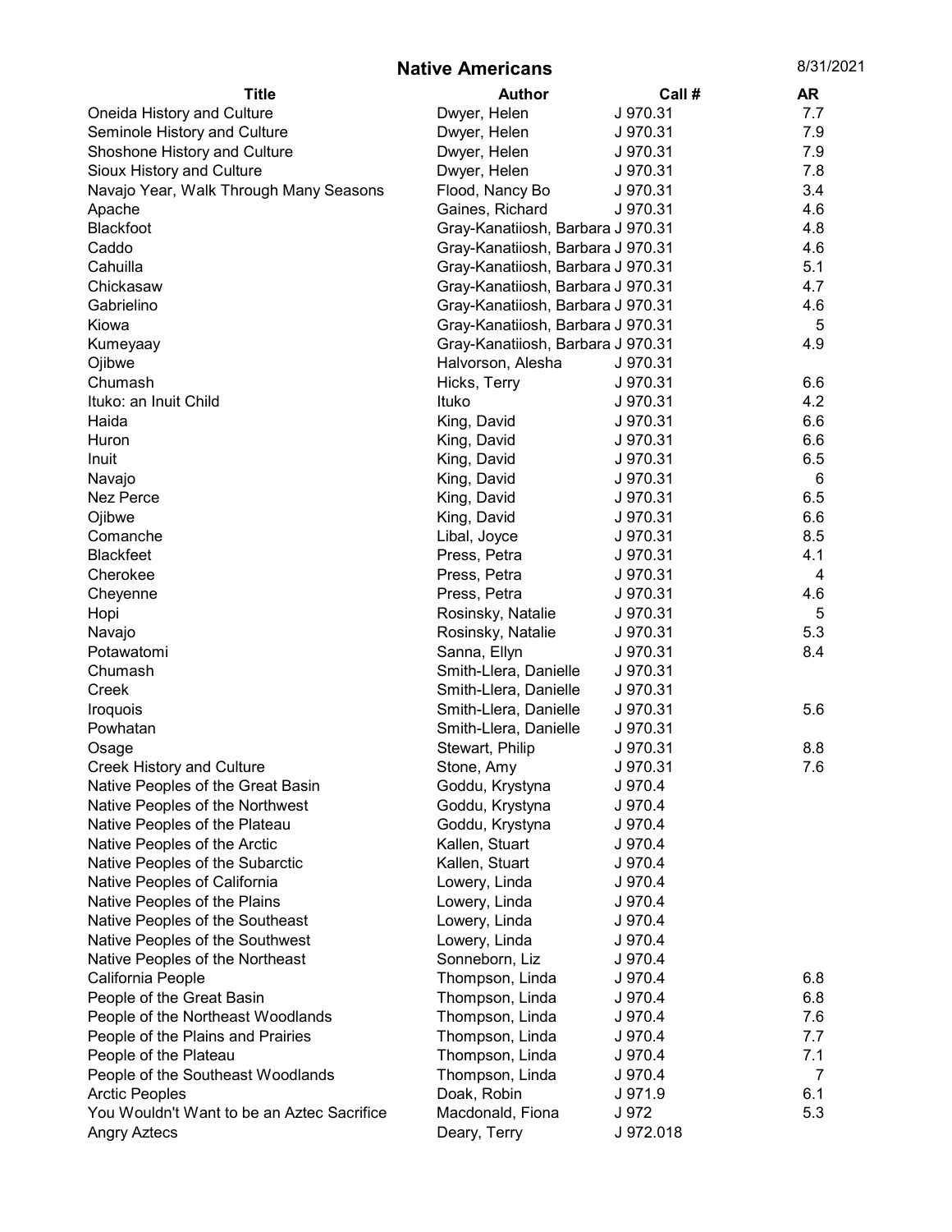# Native Americans

8/31/2021

| Title | Author | Call # | AR |
|---|---|---|---|
| Oneida History and Culture | Dwyer, Helen | J 970.31 | 7.7 |
| Seminole History and Culture | Dwyer, Helen | J 970.31 | 7.9 |
| Shoshone History and Culture | Dwyer, Helen | J 970.31 | 7.9 |
| Sioux History and Culture | Dwyer, Helen | J 970.31 | 7.8 |
| Navajo Year, Walk Through Many Seasons | Flood, Nancy Bo | J 970.31 | 3.4 |
| Apache | Gaines, Richard | J 970.31 | 4.6 |
| Blackfoot | Gray-Kanatiiosh, Barbara | J 970.31 | 4.8 |
| Caddo | Gray-Kanatiiosh, Barbara | J 970.31 | 4.6 |
| Cahuilla | Gray-Kanatiiosh, Barbara | J 970.31 | 5.1 |
| Chickasaw | Gray-Kanatiiosh, Barbara | J 970.31 | 4.7 |
| Gabrielino | Gray-Kanatiiosh, Barbara | J 970.31 | 4.6 |
| Kiowa | Gray-Kanatiiosh, Barbara | J 970.31 | 5 |
| Kumeyaay | Gray-Kanatiiosh, Barbara | J 970.31 | 4.9 |
| Ojibwe | Halvorson, Alesha | J 970.31 | |
| Chumash | Hicks, Terry | J 970.31 | 6.6 |
| Ituko: an Inuit Child | Ituko | J 970.31 | 4.2 |
| Haida | King, David | J 970.31 | 6.6 |
| Huron | King, David | J 970.31 | 6.6 |
| Inuit | King, David | J 970.31 | 6.5 |
| Navajo | King, David | J 970.31 | 6 |
| Nez Perce | King, David | J 970.31 | 6.5 |
| Ojibwe | King, David | J 970.31 | 6.6 |
| Comanche | Libal, Joyce | J 970.31 | 8.5 |
| Blackfeet | Press, Petra | J 970.31 | 4.1 |
| Cherokee | Press, Petra | J 970.31 | 4 |
| Cheyenne | Press, Petra | J 970.31 | 4.6 |
| Hopi | Rosinsky, Natalie | J 970.31 | 5 |
| Navajo | Rosinsky, Natalie | J 970.31 | 5.3 |
| Potawatomi | Sanna, Ellyn | J 970.31 | 8.4 |
| Chumash | Smith-Llera, Danielle | J 970.31 | |
| Creek | Smith-Llera, Danielle | J 970.31 | |
| Iroquois | Smith-Llera, Danielle | J 970.31 | 5.6 |
| Powhatan | Smith-Llera, Danielle | J 970.31 | |
| Osage | Stewart, Philip | J 970.31 | 8.8 |
| Creek History and Culture | Stone, Amy | J 970.31 | 7.6 |
| Native Peoples of the Great Basin | Goddu, Krystyna | J 970.4 | |
| Native Peoples of the Northwest | Goddu, Krystyna | J 970.4 | |
| Native Peoples of the Plateau | Goddu, Krystyna | J 970.4 | |
| Native Peoples of the Arctic | Kallen, Stuart | J 970.4 | |
| Native Peoples of the Subarctic | Kallen, Stuart | J 970.4 | |
| Native Peoples of California | Lowery, Linda | J 970.4 | |
| Native Peoples of the Plains | Lowery, Linda | J 970.4 | |
| Native Peoples of the Southeast | Lowery, Linda | J 970.4 | |
| Native Peoples of the Southwest | Lowery, Linda | J 970.4 | |
| Native Peoples of the Northeast | Sonneborn, Liz | J 970.4 | |
| California People | Thompson, Linda | J 970.4 | 6.8 |
| People of the Great Basin | Thompson, Linda | J 970.4 | 6.8 |
| People of the Northeast Woodlands | Thompson, Linda | J 970.4 | 7.6 |
| People of the Plains and Prairies | Thompson, Linda | J 970.4 | 7.7 |
| People of the Plateau | Thompson, Linda | J 970.4 | 7.1 |
| People of the Southeast Woodlands | Thompson, Linda | J 970.4 | 7 |
| Arctic Peoples | Doak, Robin | J 971.9 | 6.1 |
| You Wouldn't Want to be an Aztec Sacrifice | Macdonald, Fiona | J 972 | 5.3 |
| Angry Aztecs | Deary, Terry | J 972.018 | |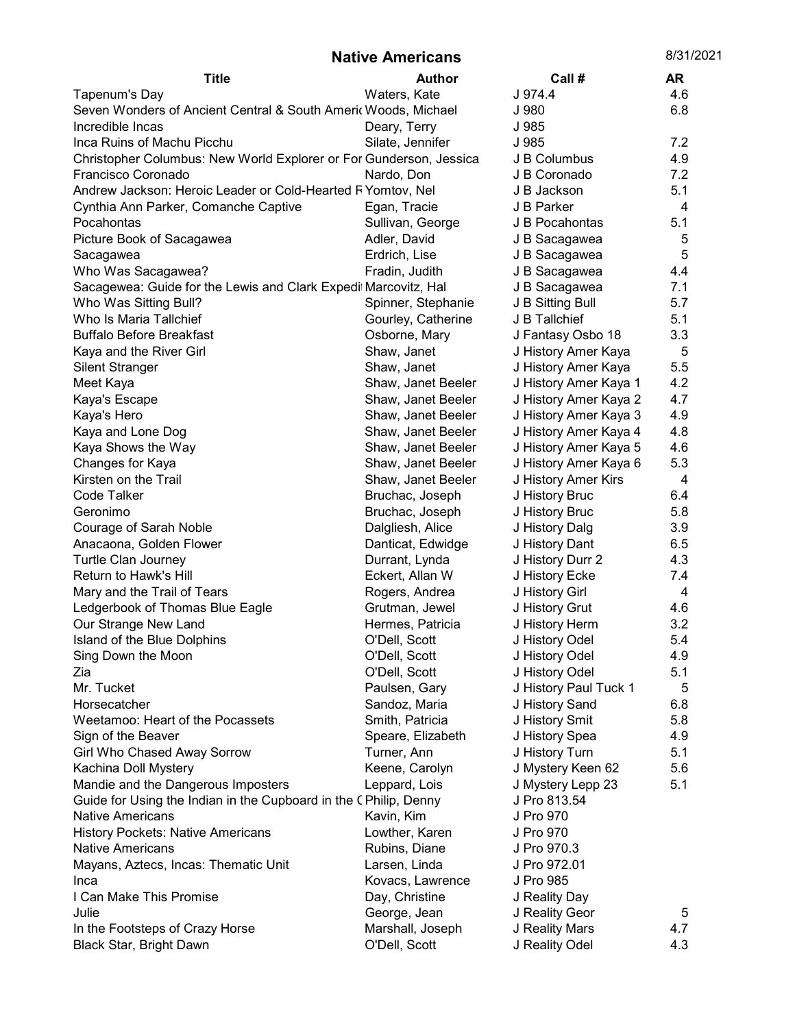# Native Americans

8/31/2021

| Title | Author | Call # | AR |
|---|---|---|---|
| Tapenum's Day | Waters, Kate | J 974.4 | 4.6 |
| Seven Wonders of Ancient Central & South Ameri | Woods, Michael | J 980 | 6.8 |
| Incredible Incas | Deary, Terry | J 985 | |
| Inca Ruins of Machu Picchu | Silate, Jennifer | J 985 | 7.2 |
| Christopher Columbus: New World Explorer or For | Gunderson, Jessica | J B Columbus | 4.9 |
| Francisco Coronado | Nardo, Don | J B Coronado | 7.2 |
| Andrew Jackson: Heroic Leader or Cold-Hearted F | Yomtov, Nel | J B Jackson | 5.1 |
| Cynthia Ann Parker, Comanche Captive | Egan, Tracie | J B Parker | 4 |
| Pocahontas | Sullivan, George | J B Pocahontas | 5.1 |
| Picture Book of Sacagawea | Adler, David | J B Sacagawea | 5 |
| Sacagawea | Erdrich, Lise | J B Sacagawea | 5 |
| Who Was Sacagawea? | Fradin, Judith | J B Sacagawea | 4.4 |
| Sacagewea: Guide for the Lewis and Clark Expedi | Marcovitz, Hal | J B Sacagawea | 7.1 |
| Who Was Sitting Bull? | Spinner, Stephanie | J B Sitting Bull | 5.7 |
| Who Is Maria Tallchief | Gourley, Catherine | J B Tallchief | 5.1 |
| Buffalo Before Breakfast | Osborne, Mary | J Fantasy Osbo 18 | 3.3 |
| Kaya and the River Girl | Shaw, Janet | J History Amer Kaya | 5 |
| Silent Stranger | Shaw, Janet | J History Amer Kaya | 5.5 |
| Meet Kaya | Shaw, Janet Beeler | J History Amer Kaya 1 | 4.2 |
| Kaya's Escape | Shaw, Janet Beeler | J History Amer Kaya 2 | 4.7 |
| Kaya's Hero | Shaw, Janet Beeler | J History Amer Kaya 3 | 4.9 |
| Kaya and Lone Dog | Shaw, Janet Beeler | J History Amer Kaya 4 | 4.8 |
| Kaya Shows the Way | Shaw, Janet Beeler | J History Amer Kaya 5 | 4.6 |
| Changes for Kaya | Shaw, Janet Beeler | J History Amer Kaya 6 | 5.3 |
| Kirsten on the Trail | Shaw, Janet Beeler | J History Amer Kirs | 4 |
| Code Talker | Bruchac, Joseph | J History Bruc | 6.4 |
| Geronimo | Bruchac, Joseph | J History Bruc | 5.8 |
| Courage of Sarah Noble | Dalgliesh, Alice | J History Dalg | 3.9 |
| Anacaona, Golden Flower | Danticat, Edwidge | J History Dant | 6.5 |
| Turtle Clan Journey | Durrant, Lynda | J History Durr 2 | 4.3 |
| Return to Hawk's Hill | Eckert, Allan W | J History Ecke | 7.4 |
| Mary and the Trail of Tears | Rogers, Andrea | J History Girl | 4 |
| Ledgerbook of Thomas Blue Eagle | Grutman, Jewel | J History Grut | 4.6 |
| Our Strange New Land | Hermes, Patricia | J History Herm | 3.2 |
| Island of the Blue Dolphins | O'Dell, Scott | J History Odel | 5.4 |
| Sing Down the Moon | O'Dell, Scott | J History Odel | 4.9 |
| Zia | O'Dell, Scott | J History Odel | 5.1 |
| Mr. Tucket | Paulsen, Gary | J History Paul Tuck 1 | 5 |
| Horsecatcher | Sandoz, Maria | J History Sand | 6.8 |
| Weetamoo: Heart of the Pocassets | Smith, Patricia | J History Smit | 5.8 |
| Sign of the Beaver | Speare, Elizabeth | J History Spea | 4.9 |
| Girl Who Chased Away Sorrow | Turner, Ann | J History Turn | 5.1 |
| Kachina Doll Mystery | Keene, Carolyn | J Mystery Keen 62 | 5.6 |
| Mandie and the Dangerous Imposters | Leppard, Lois | J Mystery Lepp 23 | 5.1 |
| Guide for Using the Indian in the Cupboard in the ( | Philip, Denny | J Pro 813.54 | |
| Native Americans | Kavin, Kim | J Pro 970 | |
| History Pockets: Native Americans | Lowther, Karen | J Pro 970 | |
| Native Americans | Rubins, Diane | J Pro 970.3 | |
| Mayans, Aztecs, Incas: Thematic Unit | Larsen, Linda | J Pro 972.01 | |
| Inca | Kovacs, Lawrence | J Pro 985 | |
| I Can Make This Promise | Day, Christine | J Reality Day | |
| Julie | George, Jean | J Reality Geor | 5 |
| In the Footsteps of Crazy Horse | Marshall, Joseph | J Reality Mars | 4.7 |
| Black Star, Bright Dawn | O'Dell, Scott | J Reality Odel | 4.3 |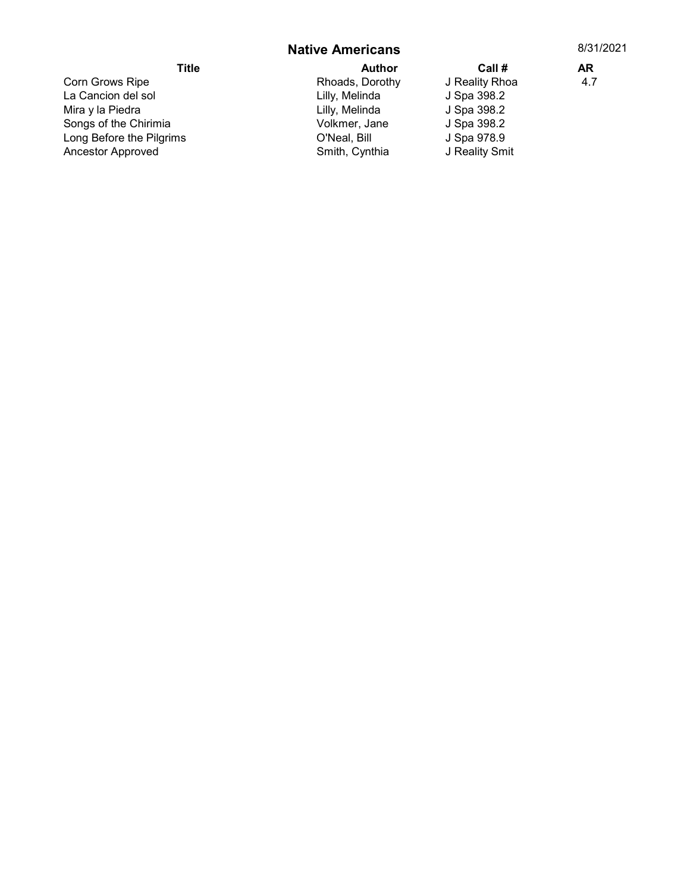## Native Americans

8/31/2021

| Title | Author | Call # | AR |
|---|---|---|---|
| Corn Grows Ripe | Rhoads, Dorothy | J Reality Rhoa | 4.7 |
| La Cancion del sol | Lilly, Melinda | J Spa 398.2 | |
| Mira y la Piedra | Lilly, Melinda | J Spa 398.2 | |
| Songs of the Chirimia | Volkmer, Jane | J Spa 398.2 | |
| Long Before the Pilgrims | O'Neal, Bill | J Spa 978.9 | |
| Ancestor Approved | Smith, Cynthia | J Reality Smit | |